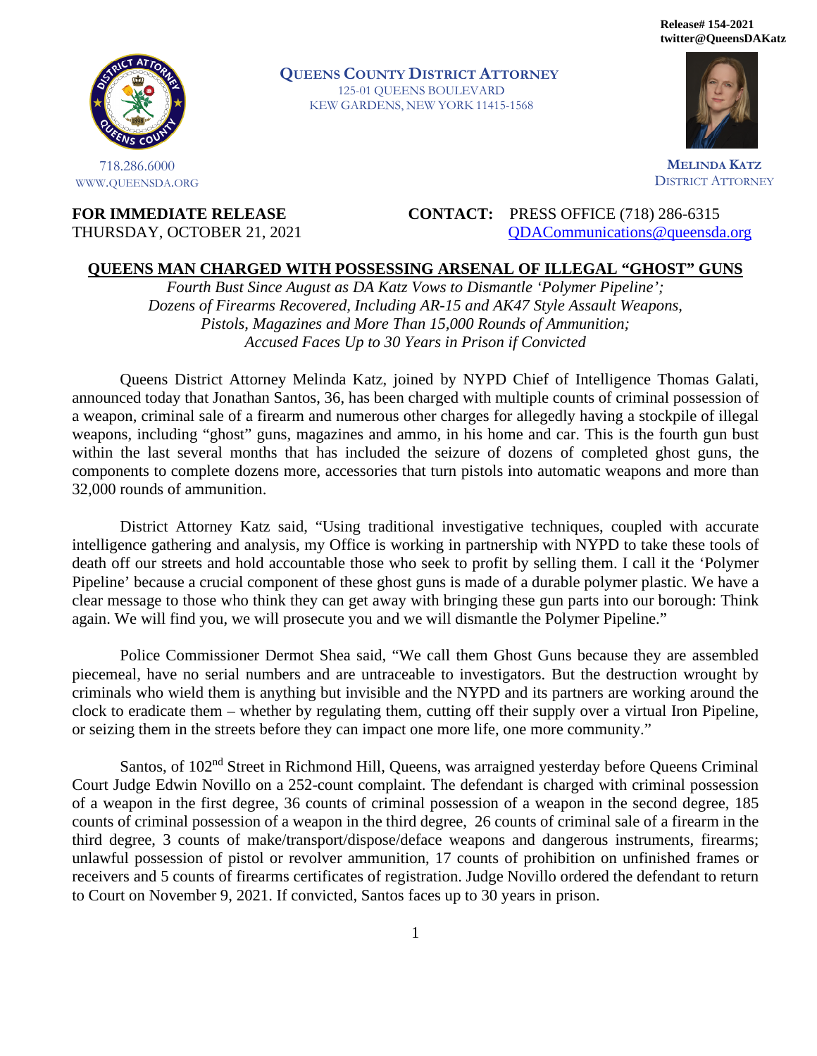Release# 154-2021
twitter@QueensDAKatz

**QUEENS COUNTY DISTRICT ATTORNEY**
125-01 QUEENS BOULEVARD
KEW GARDENS, NEW YORK 11415-1568

718.286.6000
WWW.QUEENSDA.ORG

**MELINDA KATZ**
DISTRICT ATTORNEY

**FOR IMMEDIATE RELEASE**
THURSDAY, OCTOBER 21, 2021

**CONTACT:** PRESS OFFICE (718) 286-6315
QDACommunications@queensda.org

# QUEENS MAN CHARGED WITH POSSESSING ARSENAL OF ILLEGAL "GHOST" GUNS

*Fourth Bust Since August as DA Katz Vows to Dismantle 'Polymer Pipeline';*
*Dozens of Firearms Recovered, Including AR-15 and AK47 Style Assault Weapons,*
*Pistols, Magazines and More Than 15,000 Rounds of Ammunition;*
*Accused Faces Up to 30 Years in Prison if Convicted*

Queens District Attorney Melinda Katz, joined by NYPD Chief of Intelligence Thomas Galati, announced today that Jonathan Santos, 36, has been charged with multiple counts of criminal possession of a weapon, criminal sale of a firearm and numerous other charges for allegedly having a stockpile of illegal weapons, including "ghost" guns, magazines and ammo, in his home and car. This is the fourth gun bust within the last several months that has included the seizure of dozens of completed ghost guns, the components to complete dozens more, accessories that turn pistols into automatic weapons and more than 32,000 rounds of ammunition.

District Attorney Katz said, "Using traditional investigative techniques, coupled with accurate intelligence gathering and analysis, my Office is working in partnership with NYPD to take these tools of death off our streets and hold accountable those who seek to profit by selling them. I call it the 'Polymer Pipeline' because a crucial component of these ghost guns is made of a durable polymer plastic. We have a clear message to those who think they can get away with bringing these gun parts into our borough: Think again. We will find you, we will prosecute you and we will dismantle the Polymer Pipeline."

Police Commissioner Dermot Shea said, "We call them Ghost Guns because they are assembled piecemeal, have no serial numbers and are untraceable to investigators. But the destruction wrought by criminals who wield them is anything but invisible and the NYPD and its partners are working around the clock to eradicate them – whether by regulating them, cutting off their supply over a virtual Iron Pipeline, or seizing them in the streets before they can impact one more life, one more community."

Santos, of 102nd Street in Richmond Hill, Queens, was arraigned yesterday before Queens Criminal Court Judge Edwin Novillo on a 252-count complaint. The defendant is charged with criminal possession of a weapon in the first degree, 36 counts of criminal possession of a weapon in the second degree, 185 counts of criminal possession of a weapon in the third degree, 26 counts of criminal sale of a firearm in the third degree, 3 counts of make/transport/dispose/deface weapons and dangerous instruments, firearms; unlawful possession of pistol or revolver ammunition, 17 counts of prohibition on unfinished frames or receivers and 5 counts of firearms certificates of registration. Judge Novillo ordered the defendant to return to Court on November 9, 2021. If convicted, Santos faces up to 30 years in prison.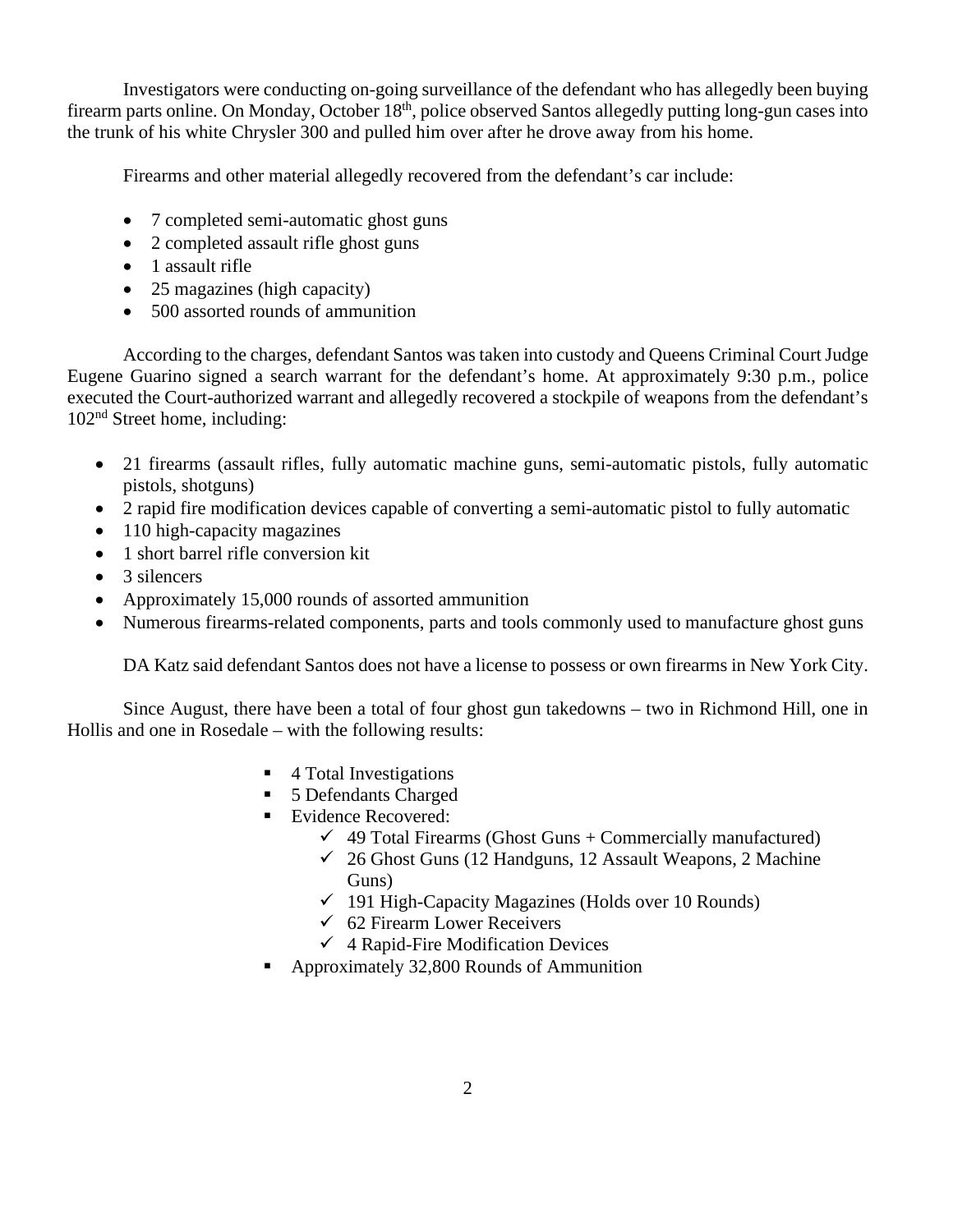Investigators were conducting on-going surveillance of the defendant who has allegedly been buying firearm parts online. On Monday, October 18th, police observed Santos allegedly putting long-gun cases into the trunk of his white Chrysler 300 and pulled him over after he drove away from his home.

Firearms and other material allegedly recovered from the defendant's car include:

- 7 completed semi-automatic ghost guns
- 2 completed assault rifle ghost guns
- 1 assault rifle
- 25 magazines (high capacity)
- 500 assorted rounds of ammunition

According to the charges, defendant Santos was taken into custody and Queens Criminal Court Judge Eugene Guarino signed a search warrant for the defendant's home. At approximately 9:30 p.m., police executed the Court-authorized warrant and allegedly recovered a stockpile of weapons from the defendant's 102nd Street home, including:

- 21 firearms (assault rifles, fully automatic machine guns, semi-automatic pistols, fully automatic pistols, shotguns)
- 2 rapid fire modification devices capable of converting a semi-automatic pistol to fully automatic
- 110 high-capacity magazines
- 1 short barrel rifle conversion kit
- 3 silencers
- Approximately 15,000 rounds of assorted ammunition
- Numerous firearms-related components, parts and tools commonly used to manufacture ghost guns

DA Katz said defendant Santos does not have a license to possess or own firearms in New York City.

Since August, there have been a total of four ghost gun takedowns – two in Richmond Hill, one in Hollis and one in Rosedale – with the following results:

- 4 Total Investigations
- 5 Defendants Charged
- Evidence Recovered:
  - 49 Total Firearms (Ghost Guns + Commercially manufactured)
  - 26 Ghost Guns (12 Handguns, 12 Assault Weapons, 2 Machine Guns)
  - 191 High-Capacity Magazines (Holds over 10 Rounds)
  - 62 Firearm Lower Receivers
  - 4 Rapid-Fire Modification Devices
- Approximately 32,800 Rounds of Ammunition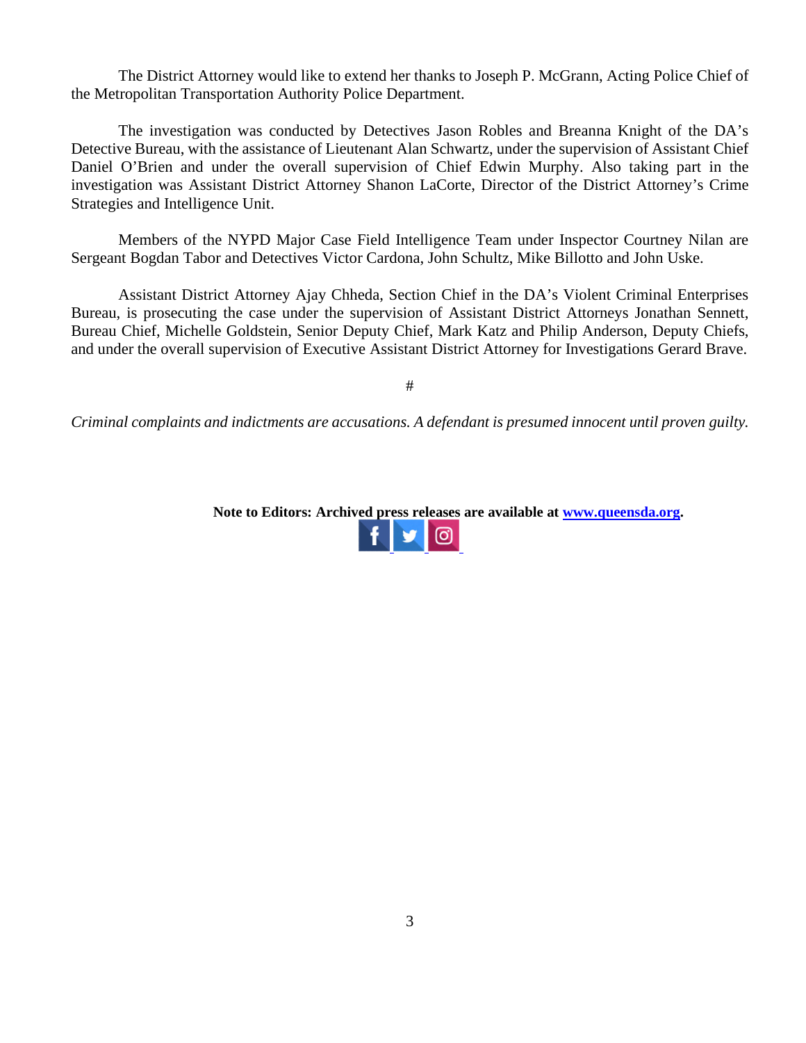The District Attorney would like to extend her thanks to Joseph P. McGrann, Acting Police Chief of the Metropolitan Transportation Authority Police Department.

The investigation was conducted by Detectives Jason Robles and Breanna Knight of the DA's Detective Bureau, with the assistance of Lieutenant Alan Schwartz, under the supervision of Assistant Chief Daniel O'Brien and under the overall supervision of Chief Edwin Murphy. Also taking part in the investigation was Assistant District Attorney Shanon LaCorte, Director of the District Attorney's Crime Strategies and Intelligence Unit.

Members of the NYPD Major Case Field Intelligence Team under Inspector Courtney Nilan are Sergeant Bogdan Tabor and Detectives Victor Cardona, John Schultz, Mike Billotto and John Uske.

Assistant District Attorney Ajay Chheda, Section Chief in the DA's Violent Criminal Enterprises Bureau, is prosecuting the case under the supervision of Assistant District Attorneys Jonathan Sennett, Bureau Chief, Michelle Goldstein, Senior Deputy Chief, Mark Katz and Philip Anderson, Deputy Chiefs, and under the overall supervision of Executive Assistant District Attorney for Investigations Gerard Brave.

#

*Criminal complaints and indictments are accusations. A defendant is presumed innocent until proven guilty.*

**Note to Editors: Archived press releases are available at [www.queensda.org](http://www.queensda.org).**